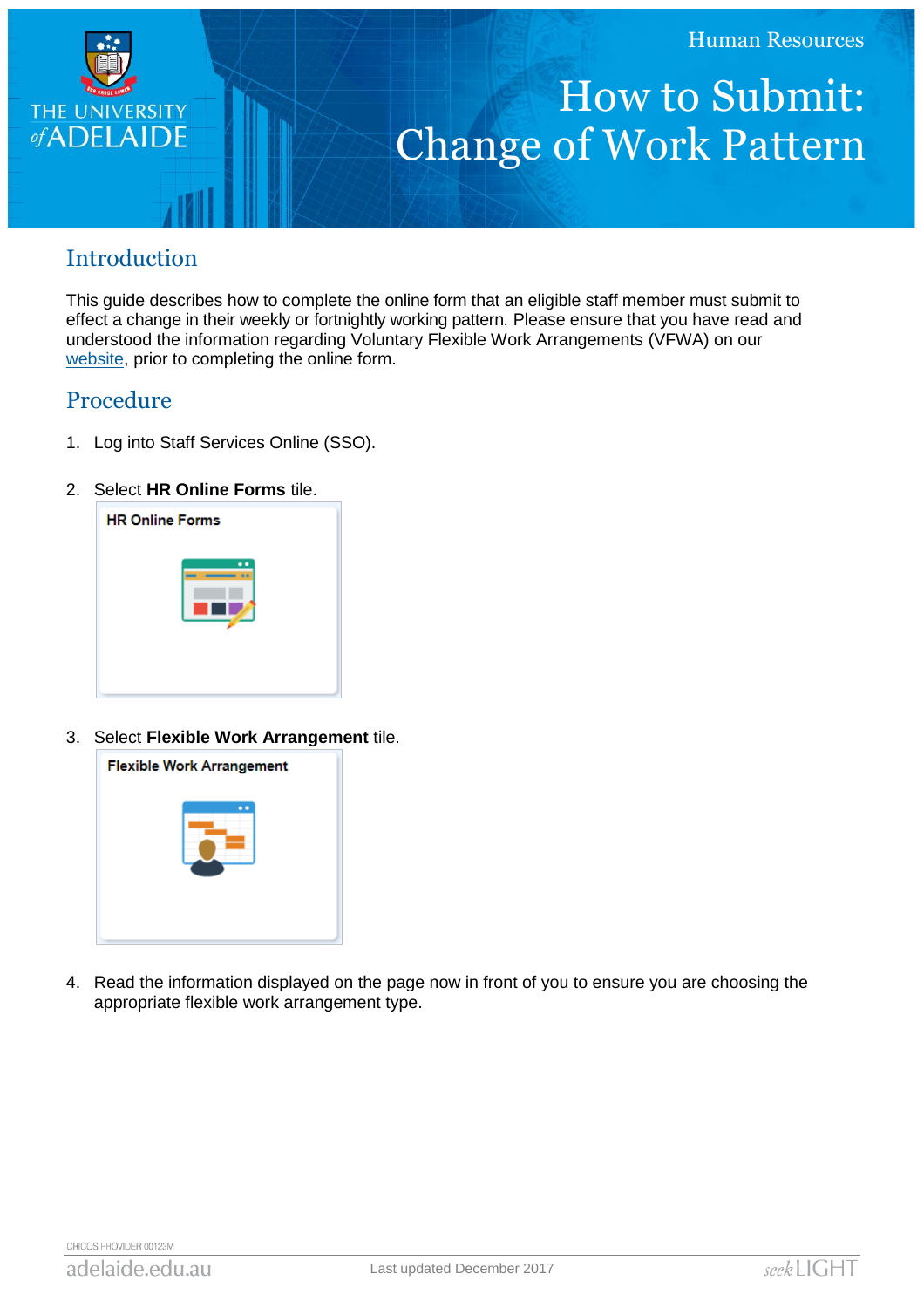Human Resources

# How to Submit: Change of Work Pattern

## Introduction

This guide describes how to complete the online form that an eligible staff member must submit to effect a change in their weekly or fortnightly working pattern. Please ensure that you have read and understood the information regarding Voluntary Flexible Work Arrangements (VFWA) on our website, prior to completing the online form.

## Procedure

1. Log into Staff Services Online (SSO).
2. Select **HR Online Forms** tile.

   HR Online Forms

3. Select **Flexible Work Arrangement** tile.

   Flexible Work Arrangement

4. Read the information displayed on the page now in front of you to ensure you are choosing the appropriate flexible work arrangement type.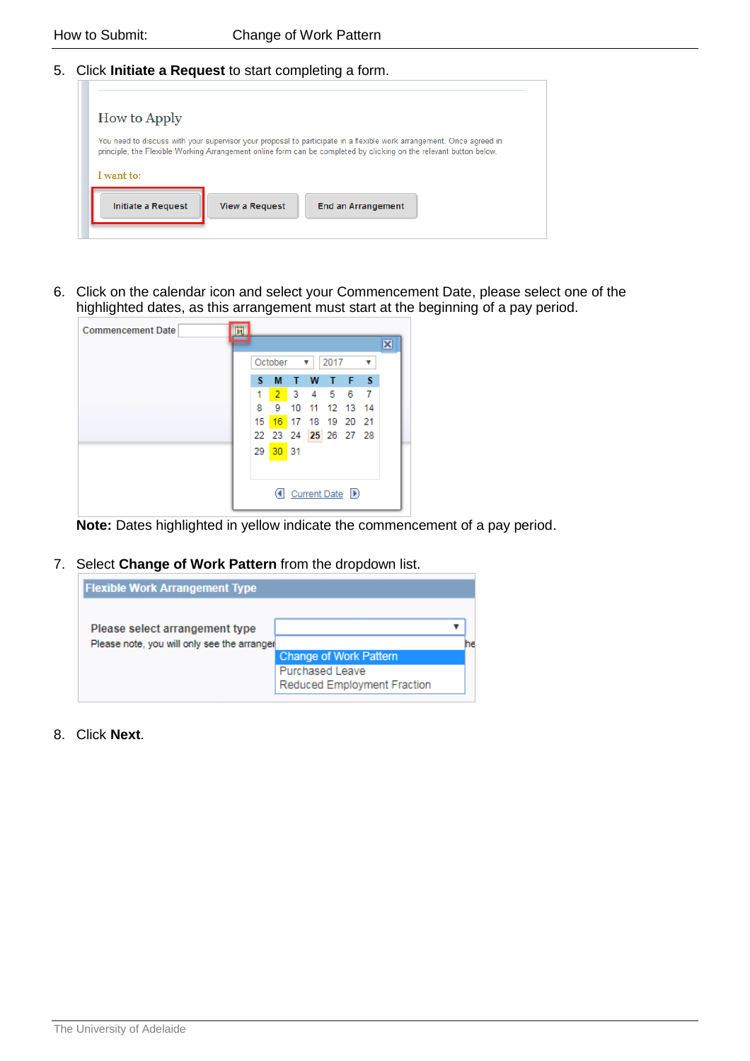5. Click **Initiate a Request** to start completing a form.

6. Click on the calendar icon and select your Commencement Date, please select one of the highlighted dates, as this arrangement must start at the beginning of a pay period.

**Note:** Dates highlighted in yellow indicate the commencement of a pay period.

7. Select **Change of Work Pattern** from the dropdown list.

8. Click **Next**.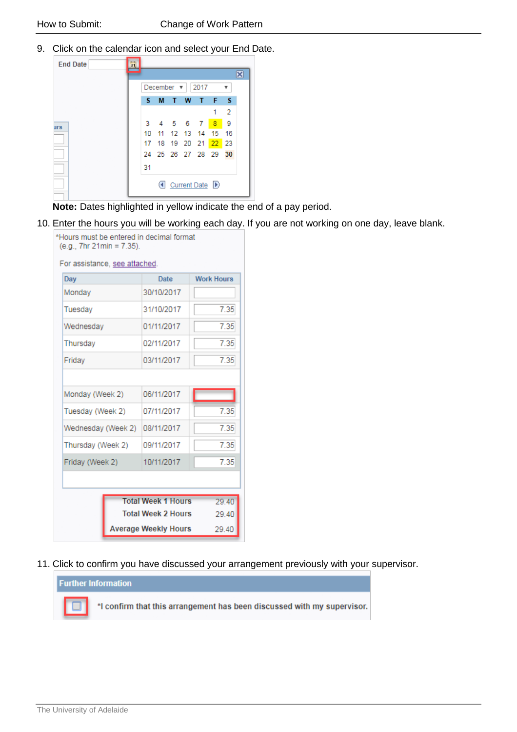9. Click on the calendar icon and select your End Date.

**Note:** Dates highlighted in yellow indicate the end of a pay period.

10. Enter the hours you will be working each day. If you are not working on one day, leave blank.

*Hours must be entered in decimal format (e.g., 7hr 21min = 7.35).

For assistance, see attached.

| Day | Date | Work Hours |
|---|---|---|
| Monday | 30/10/2017 | |
| Tuesday | 31/10/2017 | 7.35 |
| Wednesday | 01/11/2017 | 7.35 |
| Thursday | 02/11/2017 | 7.35 |
| Friday | 03/11/2017 | 7.35 |
| Monday (Week 2) | 06/11/2017 | |
| Tuesday (Week 2) | 07/11/2017 | 7.35 |
| Wednesday (Week 2) | 08/11/2017 | 7.35 |
| Thursday (Week 2) | 09/11/2017 | 7.35 |
| Friday (Week 2) | 10/11/2017 | 7.35 |

| | |
|---|---|
| Total Week 1 Hours | 29.40 |
| Total Week 2 Hours | 29.40 |
| Average Weekly Hours | 29.40 |

11. Click to confirm you have discussed your arrangement previously with your supervisor.

**Further Information**

☐ *I confirm that this arrangement has been discussed with my supervisor.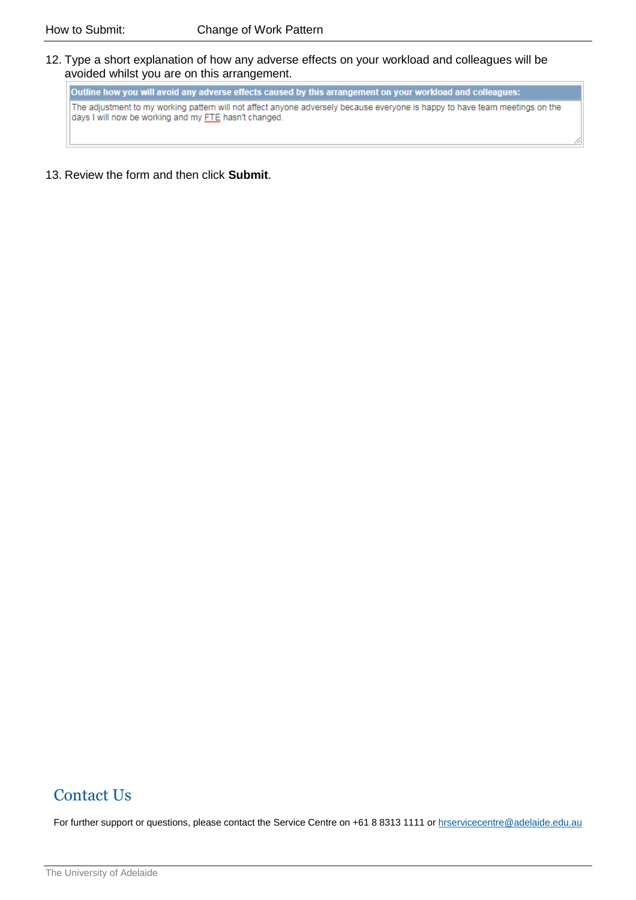12. Type a short explanation of how any adverse effects on your workload and colleagues will be avoided whilst you are on this arrangement.

| Outline how you will avoid any adverse effects caused by this arrangement on your workload and colleagues: |
| --- |
| The adjustment to my working pattern will not affect anyone adversely because everyone is happy to have team meetings on the days I will now be working and my FTE hasn't changed. |

13. Review the form and then click **Submit**.

## Contact Us

For further support or questions, please contact the Service Centre on +61 8 8313 1111 or hrservicecentre@adelaide.edu.au